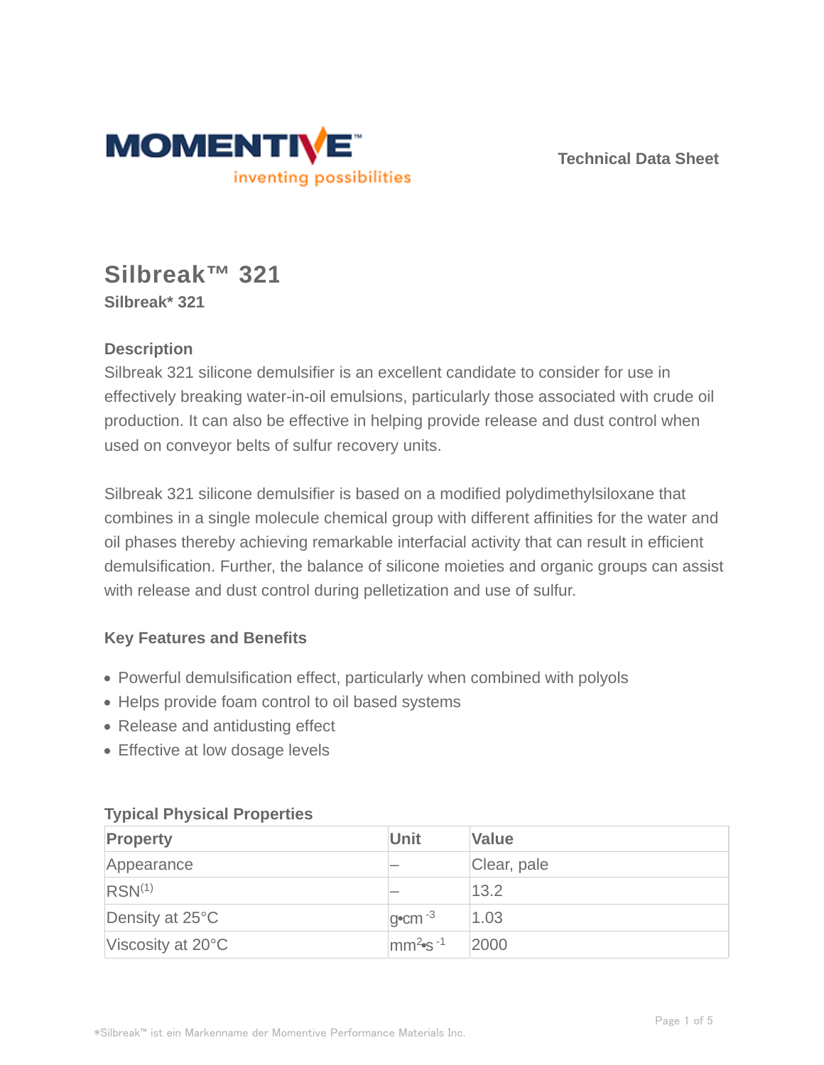Technical Data Sheet

# Silbreak™ 321

**Silbreak* 321**

### Description

Silbreak 321 silicone demulsifier is an excellent candidate to consider for use in effectively breaking water-in-oil emulsions, particularly those associated with crude oil production. It can also be effective in helping provide release and dust control when used on conveyor belts of sulfur recovery units.

Silbreak 321 silicone demulsifier is based on a modified polydimethylsiloxane that combines in a single molecule chemical group with different affinities for the water and oil phases thereby achieving remarkable interfacial activity that can result in efficient demulsification. Further, the balance of silicone moieties and organic groups can assist with release and dust control during pelletization and use of sulfur.

### Key Features and Benefits

- Powerful demulsification effect, particularly when combined with polyols
- Helps provide foam control to oil based systems
- Release and antidusting effect
- Effective at low dosage levels

### Typical Physical Properties

| Property | Unit | Value |
| --- | --- | --- |
| Appearance | – | Clear, pale |
| RSN[1] | – | 13.2 |
| Density at 25°C | $g \cdot cm^{-3}$ | 1.03 |
| Viscosity at 20°C | $mm^2 \cdot s^{-1}$ | 2000 |

*Silbreak™ ist ein Markenname der Momentive Performance Materials Inc.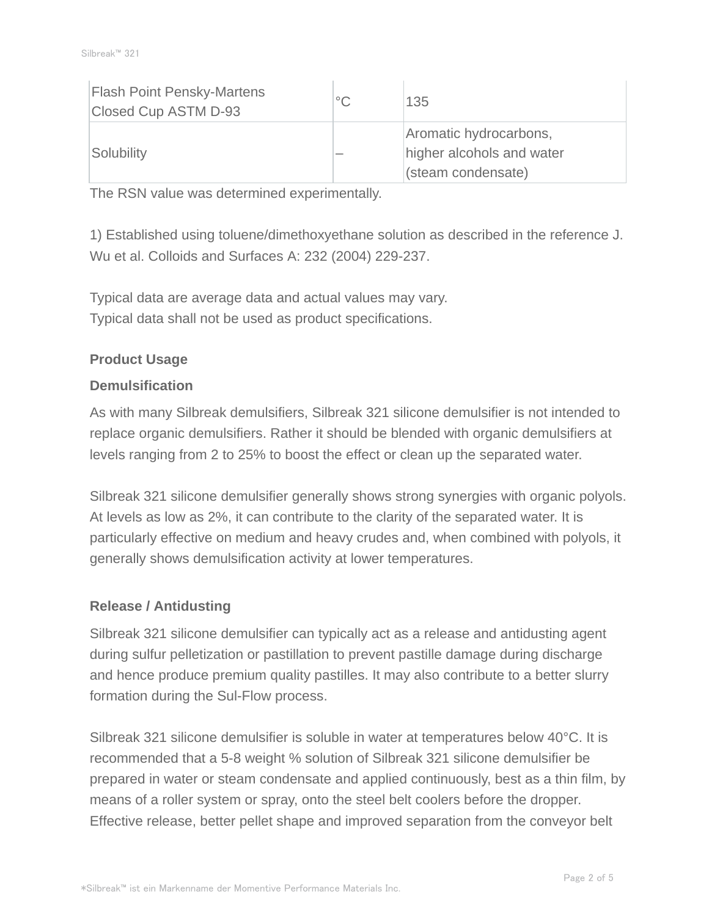| | | |
|---|---|---|
| Flash Point Pensky-Martens Closed Cup ASTM D-93 | °C | 135 |
| Solubility | – | Aromatic hydrocarbons, higher alcohols and water (steam condensate) |

The RSN value was determined experimentally.

1) Established using toluene/dimethoxyethane solution as described in the reference J. Wu et al. Colloids and Surfaces A: 232 (2004) 229-237.

Typical data are average data and actual values may vary.
Typical data shall not be used as product specifications.

**Product Usage**

**Demulsification**

As with many Silbreak demulsifiers, Silbreak 321 silicone demulsifier is not intended to replace organic demulsifiers. Rather it should be blended with organic demulsifiers at levels ranging from 2 to 25% to boost the effect or clean up the separated water.

Silbreak 321 silicone demulsifier generally shows strong synergies with organic polyols. At levels as low as 2%, it can contribute to the clarity of the separated water. It is particularly effective on medium and heavy crudes and, when combined with polyols, it generally shows demulsification activity at lower temperatures.

**Release / Antidusting**

Silbreak 321 silicone demulsifier can typically act as a release and antidusting agent during sulfur pelletization or pastillation to prevent pastille damage during discharge and hence produce premium quality pastilles. It may also contribute to a better slurry formation during the Sul-Flow process.

Silbreak 321 silicone demulsifier is soluble in water at temperatures below 40°C. It is recommended that a 5-8 weight % solution of Silbreak 321 silicone demulsifier be prepared in water or steam condensate and applied continuously, best as a thin film, by means of a roller system or spray, onto the steel belt coolers before the dropper. Effective release, better pellet shape and improved separation from the conveyor belt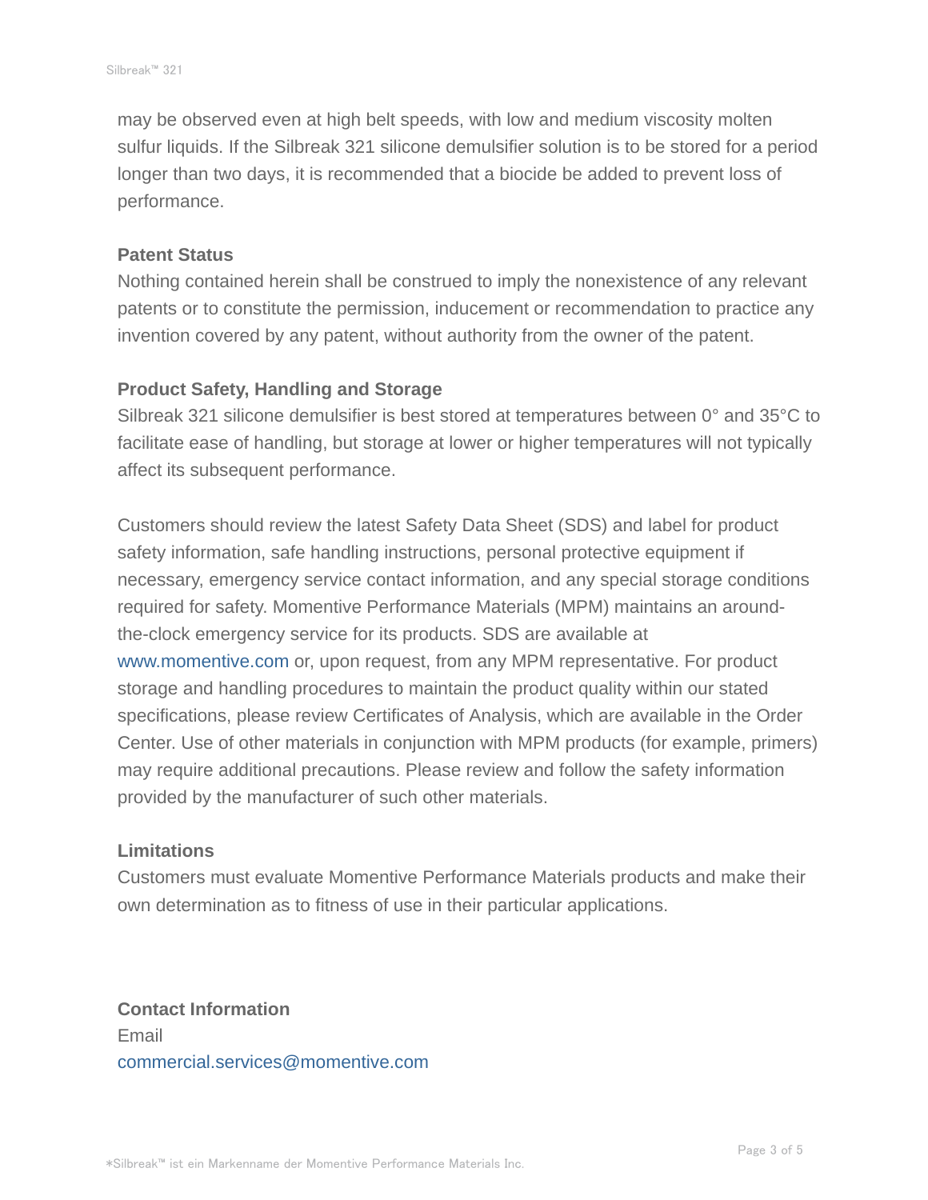may be observed even at high belt speeds, with low and medium viscosity molten sulfur liquids. If the Silbreak 321 silicone demulsifier solution is to be stored for a period longer than two days, it is recommended that a biocide be added to prevent loss of performance.

### Patent Status

Nothing contained herein shall be construed to imply the nonexistence of any relevant patents or to constitute the permission, inducement or recommendation to practice any invention covered by any patent, without authority from the owner of the patent.

### Product Safety, Handling and Storage

Silbreak 321 silicone demulsifier is best stored at temperatures between 0° and 35°C to facilitate ease of handling, but storage at lower or higher temperatures will not typically affect its subsequent performance.

Customers should review the latest Safety Data Sheet (SDS) and label for product safety information, safe handling instructions, personal protective equipment if necessary, emergency service contact information, and any special storage conditions required for safety. Momentive Performance Materials (MPM) maintains an around-the-clock emergency service for its products. SDS are available at www.momentive.com or, upon request, from any MPM representative. For product storage and handling procedures to maintain the product quality within our stated specifications, please review Certificates of Analysis, which are available in the Order Center. Use of other materials in conjunction with MPM products (for example, primers) may require additional precautions. Please review and follow the safety information provided by the manufacturer of such other materials.

### Limitations

Customers must evaluate Momentive Performance Materials products and make their own determination as to fitness of use in their particular applications.

### Contact Information

Email
commercial.services@momentive.com

*Silbreak™ ist ein Markenname der Momentive Performance Materials Inc.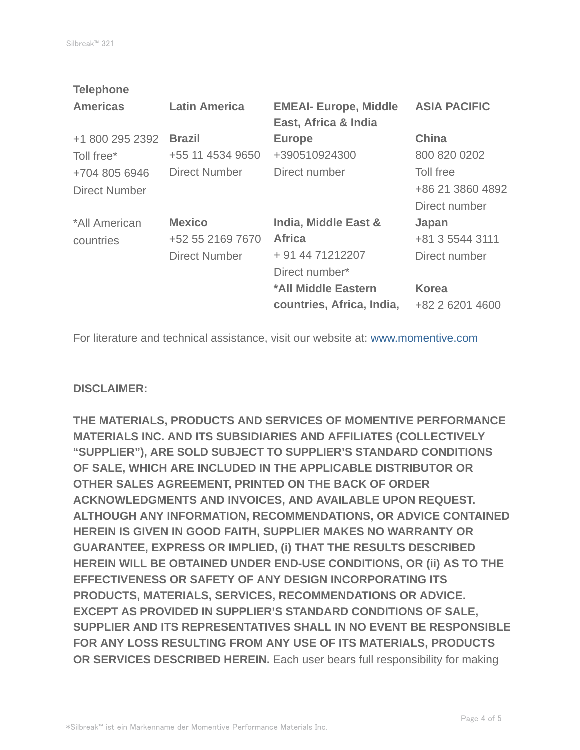**Telephone**

| Americas | Latin America | EMEAI- Europe, Middle East, Africa & India | ASIA PACIFIC |
|---|---|---|---|
| +1 800 295 2392 Toll free* +704 805 6946 Direct Number | **Brazil** +55 11 4534 9650 Direct Number | **Europe** +390510924300 Direct number | **China** 800 820 0202 Toll free +86 21 3860 4892 Direct number |
| *All American countries | **Mexico** +52 55 2169 7670 Direct Number | **India, Middle East & Africa** + 91 44 71212207 Direct number* | **Japan** +81 3 5544 3111 Direct number |
| | | ***All Middle Eastern countries, Africa, India,** | **Korea** +82 2 6201 4600 |

For literature and technical assistance, visit our website at: www.momentive.com

**DISCLAIMER:**

**THE MATERIALS, PRODUCTS AND SERVICES OF MOMENTIVE PERFORMANCE MATERIALS INC. AND ITS SUBSIDIARIES AND AFFILIATES (COLLECTIVELY "SUPPLIER"), ARE SOLD SUBJECT TO SUPPLIER'S STANDARD CONDITIONS OF SALE, WHICH ARE INCLUDED IN THE APPLICABLE DISTRIBUTOR OR OTHER SALES AGREEMENT, PRINTED ON THE BACK OF ORDER ACKNOWLEDGMENTS AND INVOICES, AND AVAILABLE UPON REQUEST. ALTHOUGH ANY INFORMATION, RECOMMENDATIONS, OR ADVICE CONTAINED HEREIN IS GIVEN IN GOOD FAITH, SUPPLIER MAKES NO WARRANTY OR GUARANTEE, EXPRESS OR IMPLIED, (i) THAT THE RESULTS DESCRIBED HEREIN WILL BE OBTAINED UNDER END-USE CONDITIONS, OR (ii) AS TO THE EFFECTIVENESS OR SAFETY OF ANY DESIGN INCORPORATING ITS PRODUCTS, MATERIALS, SERVICES, RECOMMENDATIONS OR ADVICE. EXCEPT AS PROVIDED IN SUPPLIER'S STANDARD CONDITIONS OF SALE, SUPPLIER AND ITS REPRESENTATIVES SHALL IN NO EVENT BE RESPONSIBLE FOR ANY LOSS RESULTING FROM ANY USE OF ITS MATERIALS, PRODUCTS OR SERVICES DESCRIBED HEREIN.** Each user bears full responsibility for making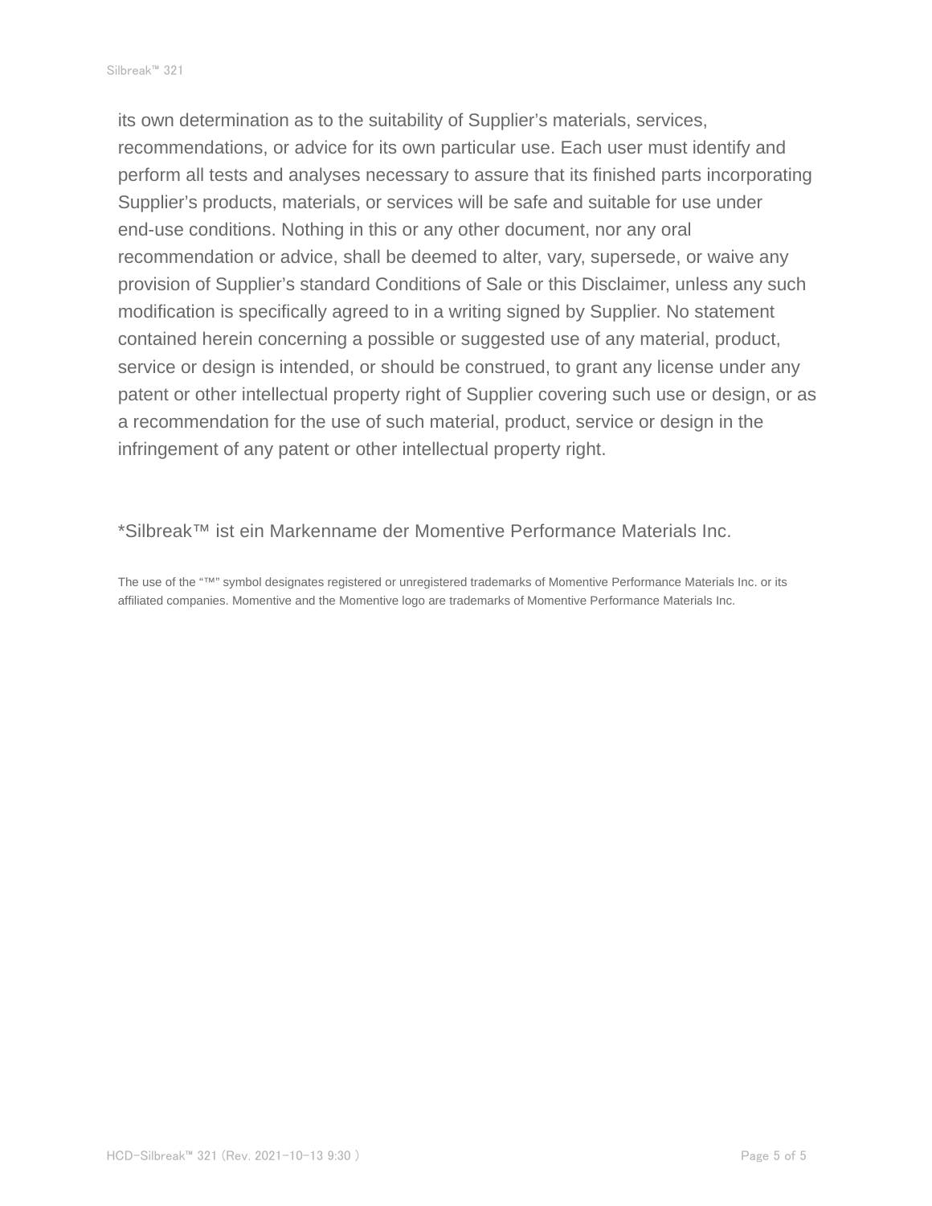its own determination as to the suitability of Supplier’s materials, services, recommendations, or advice for its own particular use. Each user must identify and perform all tests and analyses necessary to assure that its finished parts incorporating Supplier’s products, materials, or services will be safe and suitable for use under end-use conditions. Nothing in this or any other document, nor any oral recommendation or advice, shall be deemed to alter, vary, supersede, or waive any provision of Supplier’s standard Conditions of Sale or this Disclaimer, unless any such modification is specifically agreed to in a writing signed by Supplier. No statement contained herein concerning a possible or suggested use of any material, product, service or design is intended, or should be construed, to grant any license under any patent or other intellectual property right of Supplier covering such use or design, or as a recommendation for the use of such material, product, service or design in the infringement of any patent or other intellectual property right.

*Silbreak™ ist ein Markenname der Momentive Performance Materials Inc.

The use of the “™” symbol designates registered or unregistered trademarks of Momentive Performance Materials Inc. or its affiliated companies. Momentive and the Momentive logo are trademarks of Momentive Performance Materials Inc.